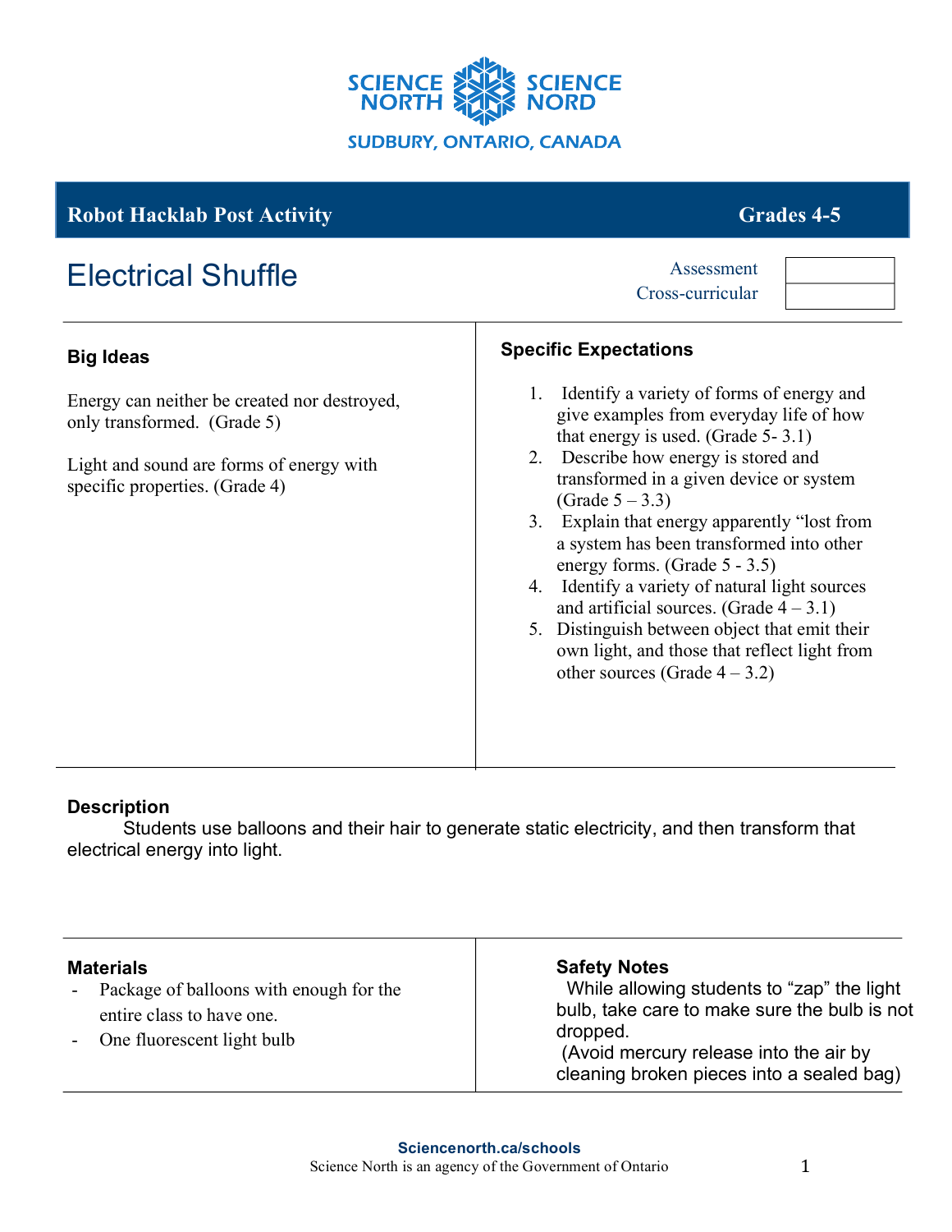SCIENCE NORTH SCIENCE NORD

SUDBURY, ONTARIO, CANADA

**Robot Hacklab Post Activity** **Grades 4-5**

# Electrical Shuffle

| Assessment | |
|---|---|
| Cross-curricular | |

## Big Ideas

Energy can neither be created nor destroyed, only transformed. (Grade 5)

Light and sound are forms of energy with specific properties. (Grade 4)

## Specific Expectations

1. Identify a variety of forms of energy and give examples from everyday life of how that energy is used. (Grade 5- 3.1)
2. Describe how energy is stored and transformed in a given device or system (Grade 5 – 3.3)
3. Explain that energy apparently "lost from a system has been transformed into other energy forms. (Grade 5 - 3.5)
4. Identify a variety of natural light sources and artificial sources. (Grade 4 – 3.1)
5. Distinguish between object that emit their own light, and those that reflect light from other sources (Grade 4 – 3.2)

## Description

Students use balloons and their hair to generate static electricity, and then transform that electrical energy into light.

## Materials

- Package of balloons with enough for the entire class to have one.
- One fluorescent light bulb

## Safety Notes

While allowing students to "zap" the light bulb, take care to make sure the bulb is not dropped.
(Avoid mercury release into the air by cleaning broken pieces into a sealed bag)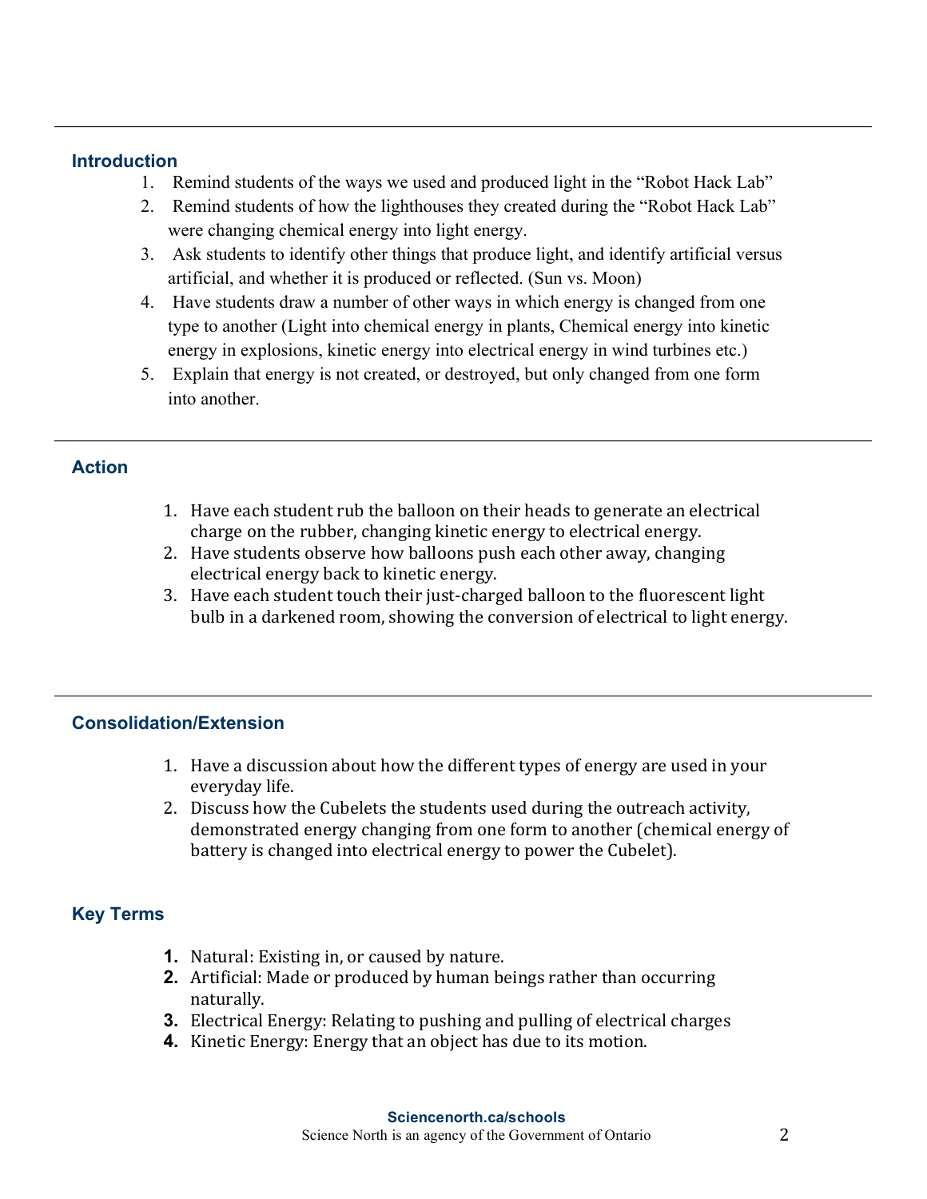## Introduction

1. Remind students of the ways we used and produced light in the "Robot Hack Lab"
2. Remind students of how the lighthouses they created during the "Robot Hack Lab" were changing chemical energy into light energy.
3. Ask students to identify other things that produce light, and identify artificial versus artificial, and whether it is produced or reflected. (Sun vs. Moon)
4. Have students draw a number of other ways in which energy is changed from one type to another (Light into chemical energy in plants, Chemical energy into kinetic energy in explosions, kinetic energy into electrical energy in wind turbines etc.)
5. Explain that energy is not created, or destroyed, but only changed from one form into another.

## Action

1. Have each student rub the balloon on their heads to generate an electrical charge on the rubber, changing kinetic energy to electrical energy.
2. Have students observe how balloons push each other away, changing electrical energy back to kinetic energy.
3. Have each student touch their just-charged balloon to the fluorescent light bulb in a darkened room, showing the conversion of electrical to light energy.

## Consolidation/Extension

1. Have a discussion about how the different types of energy are used in your everyday life.
2. Discuss how the Cubelets the students used during the outreach activity, demonstrated energy changing from one form to another (chemical energy of battery is changed into electrical energy to power the Cubelet).

## Key Terms

1. Natural: Existing in, or caused by nature.
2. Artificial: Made or produced by human beings rather than occurring naturally.
3. Electrical Energy: Relating to pushing and pulling of electrical charges
4. Kinetic Energy: Energy that an object has due to its motion.

**Sciencenorth.ca/schools**
Science North is an agency of the Government of Ontario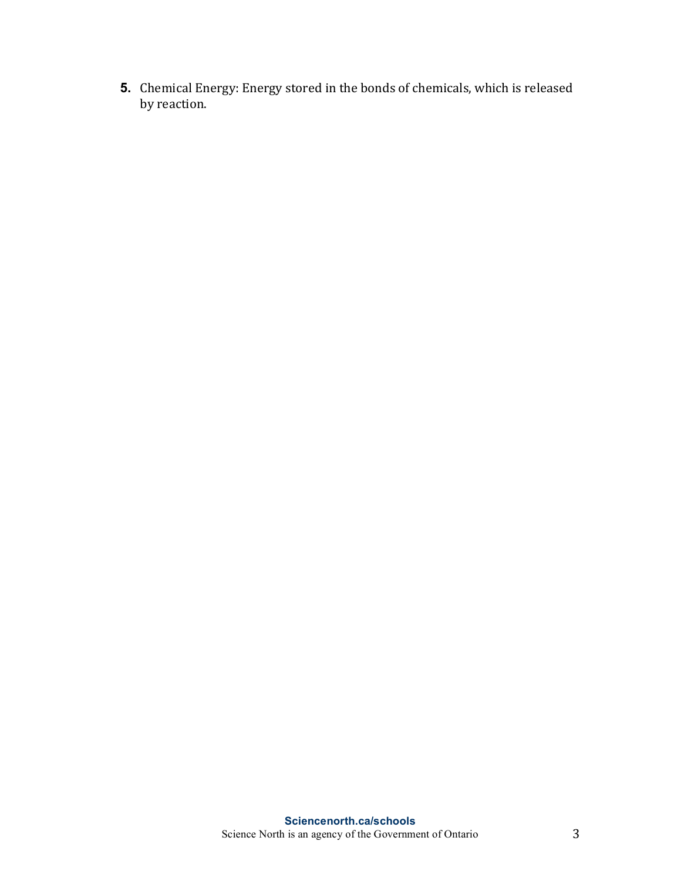5. Chemical Energy: Energy stored in the bonds of chemicals, which is released by reaction.